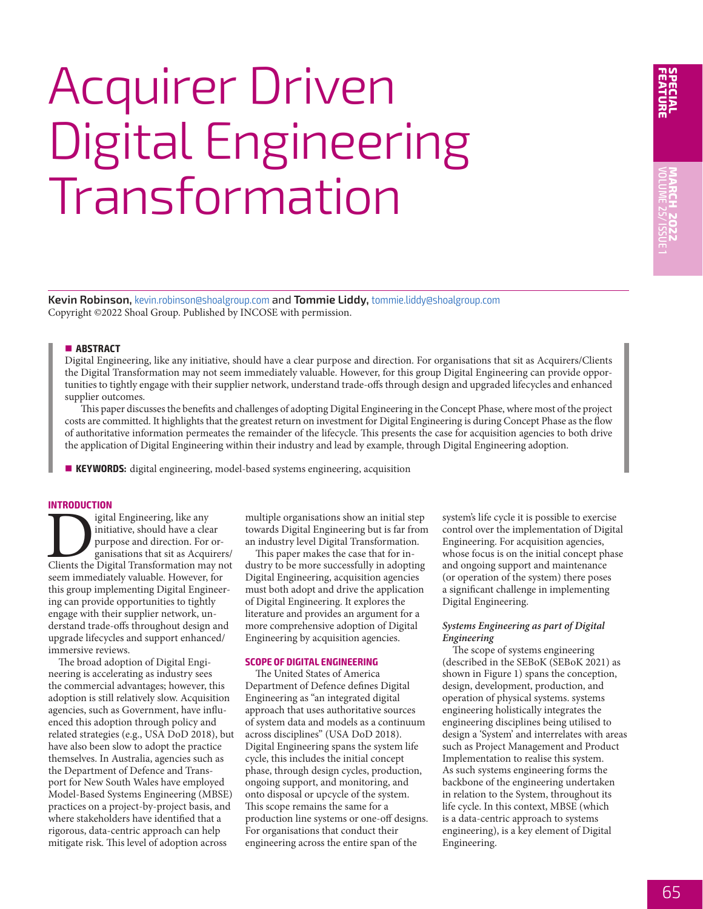# Acquirer Driven Digital Engineering Transformation

**Kevin Robinson,** kevin.robinson@shoalgroup.com and **Tommie Liddy,** tommie.liddy@shoalgroup.com
Copyright ©2022 Shoal Group. Published by INCOSE with permission.

## ABSTRACT

Digital Engineering, like any initiative, should have a clear purpose and direction. For organisations that sit as Acquirers/Clients the Digital Transformation may not seem immediately valuable. However, for this group Digital Engineering can provide opportunities to tightly engage with their supplier network, understand trade-offs through design and upgraded lifecycles and enhanced supplier outcomes.

This paper discusses the benefits and challenges of adopting Digital Engineering in the Concept Phase, where most of the project costs are committed. It highlights that the greatest return on investment for Digital Engineering is during Concept Phase as the flow of authoritative information permeates the remainder of the lifecycle. This presents the case for acquisition agencies to both drive the application of Digital Engineering within their industry and lead by example, through Digital Engineering adoption.

**KEYWORDS:** digital engineering, model-based systems engineering, acquisition

## INTRODUCTION

Digital Engineering, like any initiative, should have a clear purpose and direction. For organisations that sit as Acquirers/Clients the Digital Transformation may not seem immediately valuable. However, for this group implementing Digital Engineering can provide opportunities to tightly engage with their supplier network, understand trade-offs throughout design and upgrade lifecycles and support enhanced/immersive reviews.

The broad adoption of Digital Engineering is accelerating as industry sees the commercial advantages; however, this adoption is still relatively slow. Acquisition agencies, such as Government, have influenced this adoption through policy and related strategies (e.g., USA DoD 2018), but have also been slow to adopt the practice themselves. In Australia, agencies such as the Department of Defence and Transport for New South Wales have employed Model-Based Systems Engineering (MBSE) practices on a project-by-project basis, and where stakeholders have identified that a rigorous, data-centric approach can help mitigate risk. This level of adoption across multiple organisations show an initial step towards Digital Engineering but is far from an industry level Digital Transformation.

This paper makes the case that for industry to be more successfully in adopting Digital Engineering, acquisition agencies must both adopt and drive the application of Digital Engineering. It explores the literature and provides an argument for a more comprehensive adoption of Digital Engineering by acquisition agencies.

## SCOPE OF DIGITAL ENGINEERING

The United States of America Department of Defence defines Digital Engineering as "an integrated digital approach that uses authoritative sources of system data and models as a continuum across disciplines" (USA DoD 2018). Digital Engineering spans the system life cycle, this includes the initial concept phase, through design cycles, production, ongoing support, and monitoring, and onto disposal or upcycle of the system. This scope remains the same for a production line systems or one-off designs. For organisations that conduct their engineering across the entire span of the system's life cycle it is possible to exercise control over the implementation of Digital Engineering. For acquisition agencies, whose focus is on the initial concept phase and ongoing support and maintenance (or operation of the system) there poses a significant challenge in implementing Digital Engineering.

### *Systems Engineering as part of Digital Engineering*

The scope of systems engineering (described in the SEBoK (SEBoK 2021) as shown in Figure 1) spans the conception, design, development, production, and operation of physical systems. systems engineering holistically integrates the engineering disciplines being utilised to design a 'System' and interrelates with areas such as Project Management and Product Implementation to realise this system. As such systems engineering forms the backbone of the engineering undertaken in relation to the System, throughout its life cycle. In this context, MBSE (which is a data-centric approach to systems engineering), is a key element of Digital Engineering.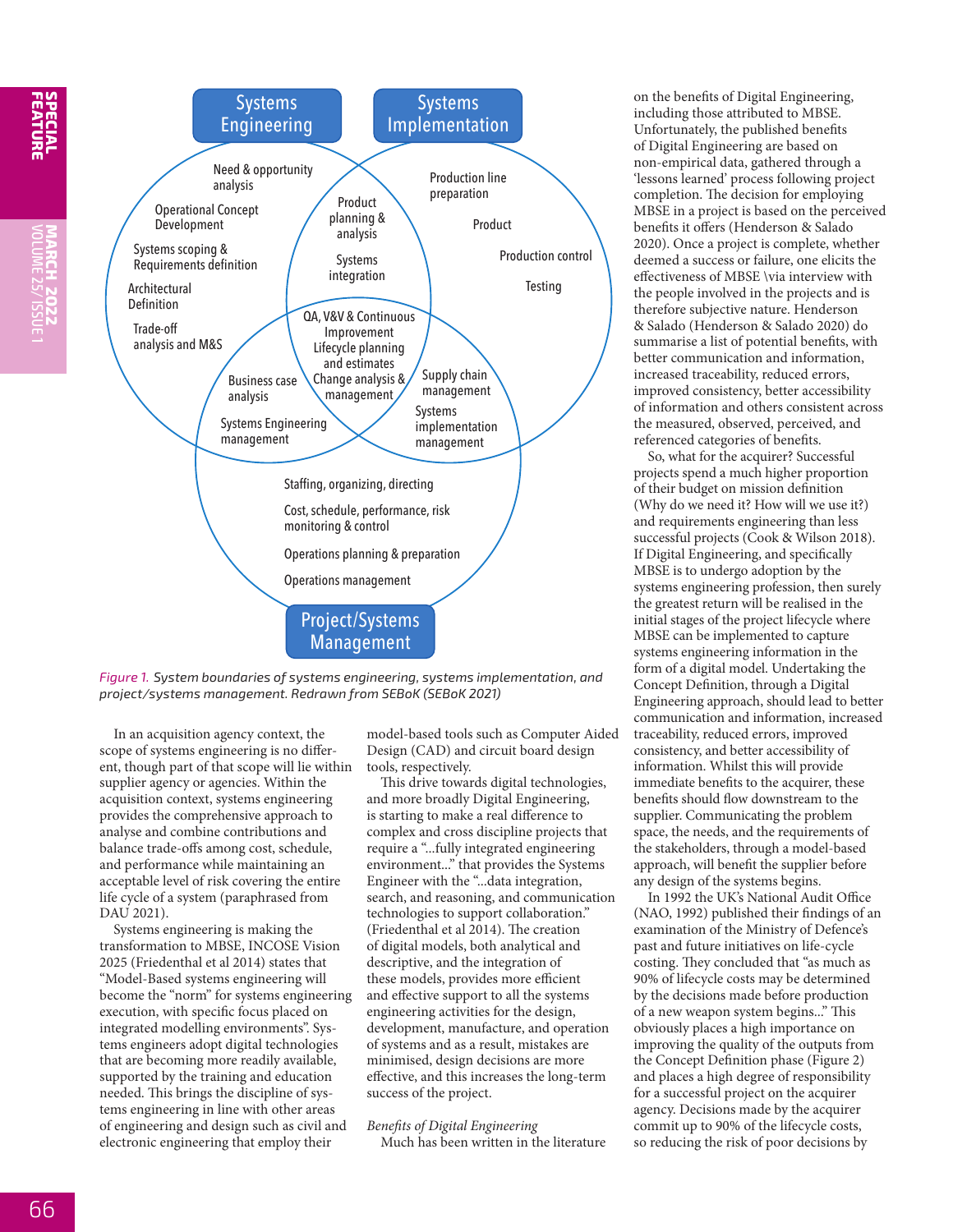Figure 1. System boundaries of systems engineering, systems implementation, and project/systems management. Redrawn from SEBoK (SEBoK 2021)

In an acquisition agency context, the scope of systems engineering is no different, though part of that scope will lie within supplier agency or agencies. Within the acquisition context, systems engineering provides the comprehensive approach to analyse and combine contributions and balance trade-offs among cost, schedule, and performance while maintaining an acceptable level of risk covering the entire life cycle of a system (paraphrased from DAU 2021).

Systems engineering is making the transformation to MBSE, INCOSE Vision 2025 (Friedenthal et al 2014) states that "Model-Based systems engineering will become the "norm" for systems engineering execution, with specific focus placed on integrated modelling environments". Systems engineers adopt digital technologies that are becoming more readily available, supported by the training and education needed. This brings the discipline of systems engineering in line with other areas of engineering and design such as civil and electronic engineering that employ their model-based tools such as Computer Aided Design (CAD) and circuit board design tools, respectively.

This drive towards digital technologies, and more broadly Digital Engineering, is starting to make a real difference to complex and cross discipline projects that require a "...fully integrated engineering environment..." that provides the Systems Engineer with the "...data integration, search, and reasoning, and communication technologies to support collaboration." (Friedenthal et al 2014). The creation of digital models, both analytical and descriptive, and the integration of these models, provides more efficient and effective support to all the systems engineering activities for the design, development, manufacture, and operation of systems and as a result, mistakes are minimised, design decisions are more effective, and this increases the long-term success of the project.

*Benefits of Digital Engineering*

Much has been written in the literature on the benefits of Digital Engineering, including those attributed to MBSE. Unfortunately, the published benefits of Digital Engineering are based on non-empirical data, gathered through a 'lessons learned' process following project completion. The decision for employing MBSE in a project is based on the perceived benefits it offers (Henderson & Salado 2020). Once a project is complete, whether deemed a success or failure, one elicits the effectiveness of MBSE \via interview with the people involved in the projects and is therefore subjective nature. Henderson & Salado (Henderson & Salado 2020) do summarise a list of potential benefits, with better communication and information, increased traceability, reduced errors, improved consistency, better accessibility of information and others consistent across the measured, observed, perceived, and referenced categories of benefits.

So, what for the acquirer? Successful projects spend a much higher proportion of their budget on mission definition (Why do we need it? How will we use it?) and requirements engineering than less successful projects (Cook & Wilson 2018). If Digital Engineering, and specifically MBSE is to undergo adoption by the systems engineering profession, then surely the greatest return will be realised in the initial stages of the project lifecycle where MBSE can be implemented to capture systems engineering information in the form of a digital model. Undertaking the Concept Definition, through a Digital Engineering approach, should lead to better communication and information, increased traceability, reduced errors, improved consistency, and better accessibility of information. Whilst this will provide immediate benefits to the acquirer, these benefits should flow downstream to the supplier. Communicating the problem space, the needs, and the requirements of the stakeholders, through a model-based approach, will benefit the supplier before any design of the systems begins.

In 1992 the UK's National Audit Office (NAO, 1992) published their findings of an examination of the Ministry of Defence's past and future initiatives on life-cycle costing. They concluded that "as much as 90% of lifecycle costs may be determined by the decisions made before production of a new weapon system begins..." This obviously places a high importance on improving the quality of the outputs from the Concept Definition phase (Figure 2) and places a high degree of responsibility for a successful project on the acquirer agency. Decisions made by the acquirer commit up to 90% of the lifecycle costs, so reducing the risk of poor decisions by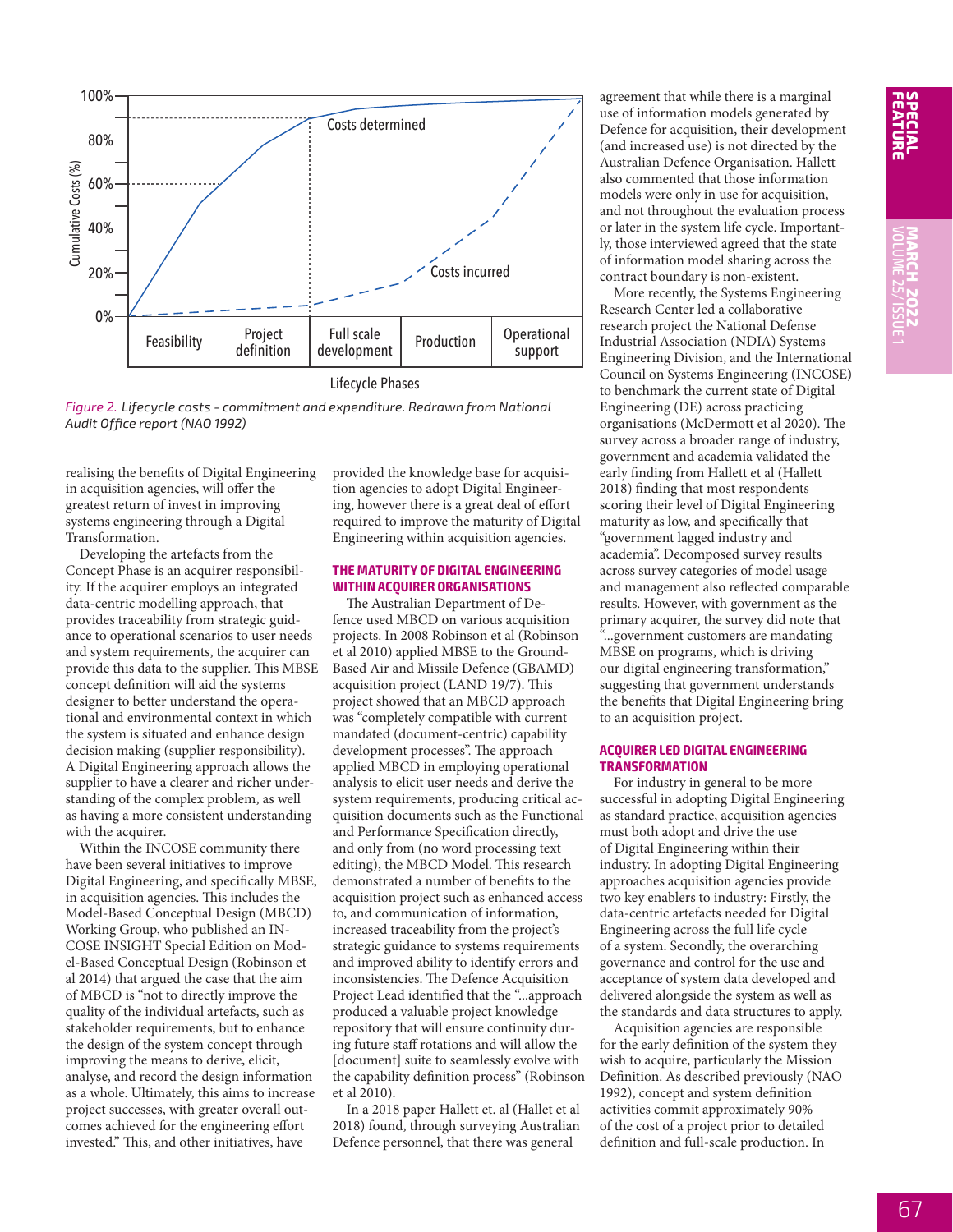Figure 2. *Lifecycle costs - commitment and expenditure. Redrawn from National Audit Office report (NAO 1992)*

realising the benefits of Digital Engineering in acquisition agencies, will offer the greatest return of invest in improving systems engineering through a Digital Transformation.

Developing the artefacts from the Concept Phase is an acquirer responsibility. If the acquirer employs an integrated data-centric modelling approach, that provides traceability from strategic guidance to operational scenarios to user needs and system requirements, the acquirer can provide this data to the supplier. This MBSE concept definition will aid the systems designer to better understand the operational and environmental context in which the system is situated and enhance design decision making (supplier responsibility). A Digital Engineering approach allows the supplier to have a clearer and richer understanding of the complex problem, as well as having a more consistent understanding with the acquirer.

Within the INCOSE community there have been several initiatives to improve Digital Engineering, and specifically MBSE, in acquisition agencies. This includes the Model-Based Conceptual Design (MBCD) Working Group, who published an INCOSE INSIGHT Special Edition on Model-Based Conceptual Design (Robinson et al 2014) that argued the case that the aim of MBCD is "not to directly improve the quality of the individual artefacts, such as stakeholder requirements, but to enhance the design of the system concept through improving the means to derive, elicit, analyse, and record the design information as a whole. Ultimately, this aims to increase project successes, with greater overall outcomes achieved for the engineering effort invested." This, and other initiatives, have provided the knowledge base for acquisition agencies to adopt Digital Engineering, however there is a great deal of effort required to improve the maturity of Digital Engineering within acquisition agencies.

## THE MATURITY OF DIGITAL ENGINEERING WITHIN ACQUIRER ORGANISATIONS

The Australian Department of Defence used MBCD on various acquisition projects. In 2008 Robinson et al (Robinson et al 2010) applied MBSE to the Ground-Based Air and Missile Defence (GBAMD) acquisition project (LAND 19/7). This project showed that an MBCD approach was "completely compatible with current mandated (document-centric) capability development processes". The approach applied MBCD in employing operational analysis to elicit user needs and derive the system requirements, producing critical acquisition documents such as the Functional and Performance Specification directly, and only from (no word processing text editing), the MBCD Model. This research demonstrated a number of benefits to the acquisition project such as enhanced access to, and communication of information, increased traceability from the project's strategic guidance to systems requirements and improved ability to identify errors and inconsistencies. The Defence Acquisition Project Lead identified that the "...approach produced a valuable project knowledge repository that will ensure continuity during future staff rotations and will allow the [document] suite to seamlessly evolve with the capability definition process" (Robinson et al 2010).

In a 2018 paper Hallett et. al (Hallet et al 2018) found, through surveying Australian Defence personnel, that there was general agreement that while there is a marginal use of information models generated by Defence for acquisition, their development (and increased use) is not directed by the Australian Defence Organisation. Hallett also commented that those information models were only in use for acquisition, and not throughout the evaluation process or later in the system life cycle. Importantly, those interviewed agreed that the state of information model sharing across the contract boundary is non-existent.

More recently, the Systems Engineering Research Center led a collaborative research project the National Defense Industrial Association (NDIA) Systems Engineering Division, and the International Council on Systems Engineering (INCOSE) to benchmark the current state of Digital Engineering (DE) across practicing organisations (McDermott et al 2020). The survey across a broader range of industry, government and academia validated the early finding from Hallett et al (Hallett 2018) finding that most respondents scoring their level of Digital Engineering maturity as low, and specifically that "government lagged industry and academia". Decomposed survey results across survey categories of model usage and management also reflected comparable results. However, with government as the primary acquirer, the survey did note that "...government customers are mandating MBSE on programs, which is driving our digital engineering transformation," suggesting that government understands the benefits that Digital Engineering bring to an acquisition project.

## ACQUIRER LED DIGITAL ENGINEERING TRANSFORMATION

For industry in general to be more successful in adopting Digital Engineering as standard practice, acquisition agencies must both adopt and drive the use of Digital Engineering within their industry. In adopting Digital Engineering approaches acquisition agencies provide two key enablers to industry: Firstly, the data-centric artefacts needed for Digital Engineering across the full life cycle of a system. Secondly, the overarching governance and control for the use and acceptance of system data developed and delivered alongside the system as well as the standards and data structures to apply.

Acquisition agencies are responsible for the early definition of the system they wish to acquire, particularly the Mission Definition. As described previously (NAO 1992), concept and system definition activities commit approximately 90% of the cost of a project prior to detailed definition and full-scale production. In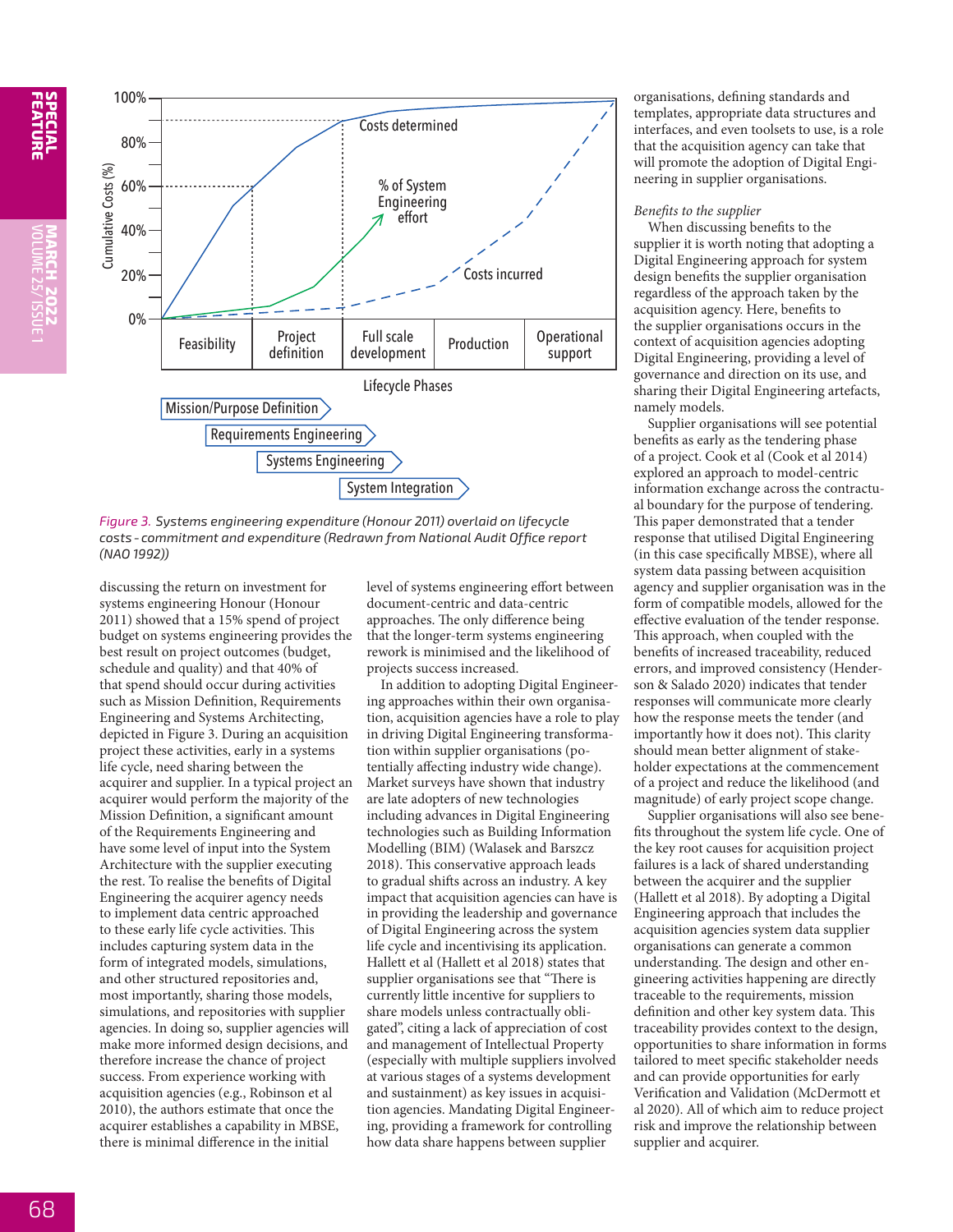Figure 3. Systems engineering expenditure (Honour 2011) overlaid on lifecycle costs - commitment and expenditure (Redrawn from National Audit Office report (NAO 1992))

discussing the return on investment for systems engineering Honour (Honour 2011) showed that a 15% spend of project budget on systems engineering provides the best result on project outcomes (budget, schedule and quality) and that 40% of that spend should occur during activities such as Mission Definition, Requirements Engineering and Systems Architecting, depicted in Figure 3. During an acquisition project these activities, early in a systems life cycle, need sharing between the acquirer and supplier. In a typical project an acquirer would perform the majority of the Mission Definition, a significant amount of the Requirements Engineering and have some level of input into the System Architecture with the supplier executing the rest. To realise the benefits of Digital Engineering the acquirer agency needs to implement data centric approached to these early life cycle activities. This includes capturing system data in the form of integrated models, simulations, and other structured repositories and, most importantly, sharing those models, simulations, and repositories with supplier agencies. In doing so, supplier agencies will make more informed design decisions, and therefore increase the chance of project success. From experience working with acquisition agencies (e.g., Robinson et al 2010), the authors estimate that once the acquirer establishes a capability in MBSE, there is minimal difference in the initial level of systems engineering effort between document-centric and data-centric approaches. The only difference being that the longer-term systems engineering rework is minimised and the likelihood of projects success increased.

In addition to adopting Digital Engineering approaches within their own organisation, acquisition agencies have a role to play in driving Digital Engineering transformation within supplier organisations (potentially affecting industry wide change). Market surveys have shown that industry are late adopters of new technologies including advances in Digital Engineering technologies such as Building Information Modelling (BIM) (Walasek and Barszcz 2018). This conservative approach leads to gradual shifts across an industry. A key impact that acquisition agencies can have is in providing the leadership and governance of Digital Engineering across the system life cycle and incentivising its application. Hallett et al (Hallett et al 2018) states that supplier organisations see that "There is currently little incentive for suppliers to share models unless contractually obligated", citing a lack of appreciation of cost and management of Intellectual Property (especially with multiple suppliers involved at various stages of a systems development and sustainment) as key issues in acquisition agencies. Mandating Digital Engineering, providing a framework for controlling how data share happens between supplier organisations, defining standards and templates, appropriate data structures and interfaces, and even toolsets to use, is a role that the acquisition agency can take that will promote the adoption of Digital Engineering in supplier organisations.

*Benefits to the supplier*

When discussing benefits to the supplier it is worth noting that adopting a Digital Engineering approach for system design benefits the supplier organisation regardless of the approach taken by the acquisition agency. Here, benefits to the supplier organisations occurs in the context of acquisition agencies adopting Digital Engineering, providing a level of governance and direction on its use, and sharing their Digital Engineering artefacts, namely models.

Supplier organisations will see potential benefits as early as the tendering phase of a project. Cook et al (Cook et al 2014) explored an approach to model-centric information exchange across the contractual boundary for the purpose of tendering. This paper demonstrated that a tender response that utilised Digital Engineering (in this case specifically MBSE), where all system data passing between acquisition agency and supplier organisation was in the form of compatible models, allowed for the effective evaluation of the tender response. This approach, when coupled with the benefits of increased traceability, reduced errors, and improved consistency (Henderson & Salado 2020) indicates that tender responses will communicate more clearly how the response meets the tender (and importantly how it does not). This clarity should mean better alignment of stakeholder expectations at the commencement of a project and reduce the likelihood (and magnitude) of early project scope change.

Supplier organisations will also see benefits throughout the system life cycle. One of the key root causes for acquisition project failures is a lack of shared understanding between the acquirer and the supplier (Hallett et al 2018). By adopting a Digital Engineering approach that includes the acquisition agencies system data supplier organisations can generate a common understanding. The design and other engineering activities happening are directly traceable to the requirements, mission definition and other key system data. This traceability provides context to the design, opportunities to share information in forms tailored to meet specific stakeholder needs and can provide opportunities for early Verification and Validation (McDermott et al 2020). All of which aim to reduce project risk and improve the relationship between supplier and acquirer.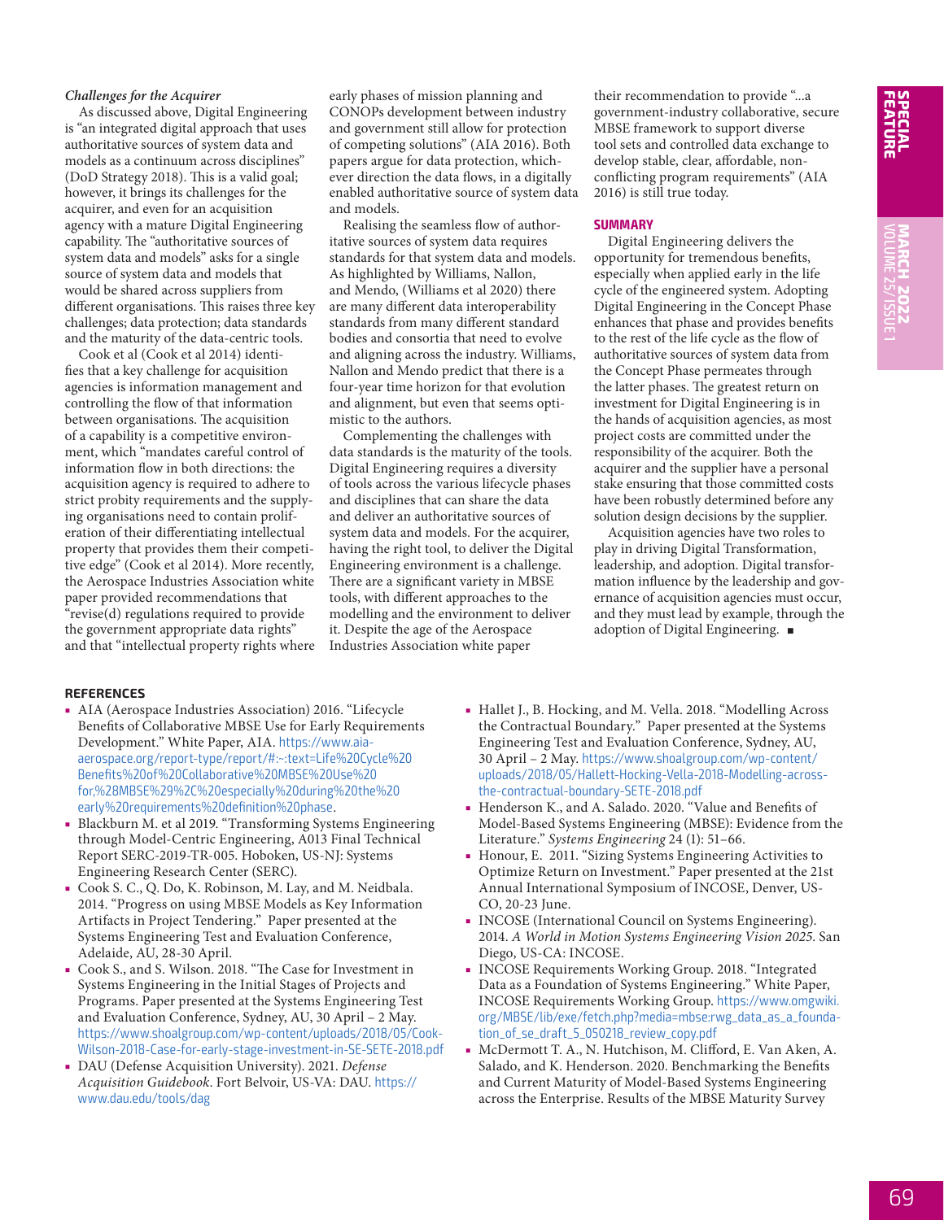*Challenges for the Acquirer*

As discussed above, Digital Engineering is "an integrated digital approach that uses authoritative sources of system data and models as a continuum across disciplines" (DoD Strategy 2018). This is a valid goal; however, it brings its challenges for the acquirer, and even for an acquisition agency with a mature Digital Engineering capability. The "authoritative sources of system data and models" asks for a single source of system data and models that would be shared across suppliers from different organisations. This raises three key challenges; data protection; data standards and the maturity of the data-centric tools.

Cook et al (Cook et al 2014) identifies that a key challenge for acquisition agencies is information management and controlling the flow of that information between organisations. The acquisition of a capability is a competitive environment, which "mandates careful control of information flow in both directions: the acquisition agency is required to adhere to strict probity requirements and the supplying organisations need to contain proliferation of their differentiating intellectual property that provides them their competitive edge" (Cook et al 2014). More recently, the Aerospace Industries Association white paper provided recommendations that "revise(d) regulations required to provide the government appropriate data rights" and that "intellectual property rights where early phases of mission planning and CONOPs development between industry and government still allow for protection of competing solutions" (AIA 2016). Both papers argue for data protection, whichever direction the data flows, in a digitally enabled authoritative source of system data and models.

Realising the seamless flow of authoritative sources of system data requires standards for that system data and models. As highlighted by Williams, Nallon, and Mendo, (Williams et al 2020) there are many different data interoperability standards from many different standard bodies and consortia that need to evolve and aligning across the industry. Williams, Nallon and Mendo predict that there is a four-year time horizon for that evolution and alignment, but even that seems optimistic to the authors.

Complementing the challenges with data standards is the maturity of the tools. Digital Engineering requires a diversity of tools across the various lifecycle phases and disciplines that can share the data and deliver an authoritative sources of system data and models. For the acquirer, having the right tool, to deliver the Digital Engineering environment is a challenge. There are a significant variety in MBSE tools, with different approaches to the modelling and the environment to deliver it. Despite the age of the Aerospace Industries Association white paper their recommendation to provide "...a government-industry collaborative, secure MBSE framework to support diverse tool sets and controlled data exchange to develop stable, clear, affordable, non-conflicting program requirements" (AIA 2016) is still true today.

## SUMMARY

Digital Engineering delivers the opportunity for tremendous benefits, especially when applied early in the life cycle of the engineered system. Adopting Digital Engineering in the Concept Phase enhances that phase and provides benefits to the rest of the life cycle as the flow of authoritative sources of system data from the Concept Phase permeates through the latter phases. The greatest return on investment for Digital Engineering is in the hands of acquisition agencies, as most project costs are committed under the responsibility of the acquirer. Both the acquirer and the supplier have a personal stake ensuring that those committed costs have been robustly determined before any solution design decisions by the supplier.

Acquisition agencies have two roles to play in driving Digital Transformation, leadership, and adoption. Digital transformation influence by the leadership and governance of acquisition agencies must occur, and they must lead by example, through the adoption of Digital Engineering. ■

## REFERENCES

- AIA (Aerospace Industries Association) 2016. "Lifecycle Benefits of Collaborative MBSE Use for Early Requirements Development." White Paper, AIA. https://www.aia-aerospace.org/report-type/report/#:~:text=Life%20Cycle%20Benefits%20of%20Collaborative%20MBSE%20Use%20for,%28MBSE%29%2C%20especially%20during%20the%20early%20requirements%20definition%20phase.
- Blackburn M. et al 2019. "Transforming Systems Engineering through Model-Centric Engineering, A013 Final Technical Report SERC-2019-TR-005. Hoboken, US-NJ: Systems Engineering Research Center (SERC).
- Cook S. C., Q. Do, K. Robinson, M. Lay, and M. Neidbala. 2014. "Progress on using MBSE Models as Key Information Artifacts in Project Tendering." Paper presented at the Systems Engineering Test and Evaluation Conference, Adelaide, AU, 28-30 April.
- Cook S., and S. Wilson. 2018. "The Case for Investment in Systems Engineering in the Initial Stages of Projects and Programs. Paper presented at the Systems Engineering Test and Evaluation Conference, Sydney, AU, 30 April – 2 May. https://www.shoalgroup.com/wp-content/uploads/2018/05/Cook-Wilson-2018-Case-for-early-stage-investment-in-SE-SETE-2018.pdf
- DAU (Defense Acquisition University). 2021. *Defense Acquisition Guidebook*. Fort Belvoir, US-VA: DAU. https://www.dau.edu/tools/dag
- Hallet J., B. Hocking, and M. Vella. 2018. "Modelling Across the Contractual Boundary." Paper presented at the Systems Engineering Test and Evaluation Conference, Sydney, AU, 30 April – 2 May. https://www.shoalgroup.com/wp-content/uploads/2018/05/Hallett-Hocking-Vella-2018-Modelling-across-the-contractual-boundary-SETE-2018.pdf
- Henderson K., and A. Salado. 2020. "Value and Benefits of Model-Based Systems Engineering (MBSE): Evidence from the Literature." *Systems Engineering* 24 (1): 51–66.
- Honour, E. 2011. "Sizing Systems Engineering Activities to Optimize Return on Investment." Paper presented at the 21st Annual International Symposium of INCOSE, Denver, US-CO, 20-23 June.
- INCOSE (International Council on Systems Engineering). 2014. *A World in Motion Systems Engineering Vision 2025*. San Diego, US-CA: INCOSE.
- INCOSE Requirements Working Group. 2018. "Integrated Data as a Foundation of Systems Engineering." White Paper, INCOSE Requirements Working Group. https://www.omgwiki.org/MBSE/lib/exe/fetch.php?media=mbse:rwg_data_as_a_foundation_of_se_draft_5_050218_review_copy.pdf
- McDermott T. A., N. Hutchison, M. Clifford, E. Van Aken, A. Salado, and K. Henderson. 2020. Benchmarking the Benefits and Current Maturity of Model-Based Systems Engineering across the Enterprise. Results of the MBSE Maturity Survey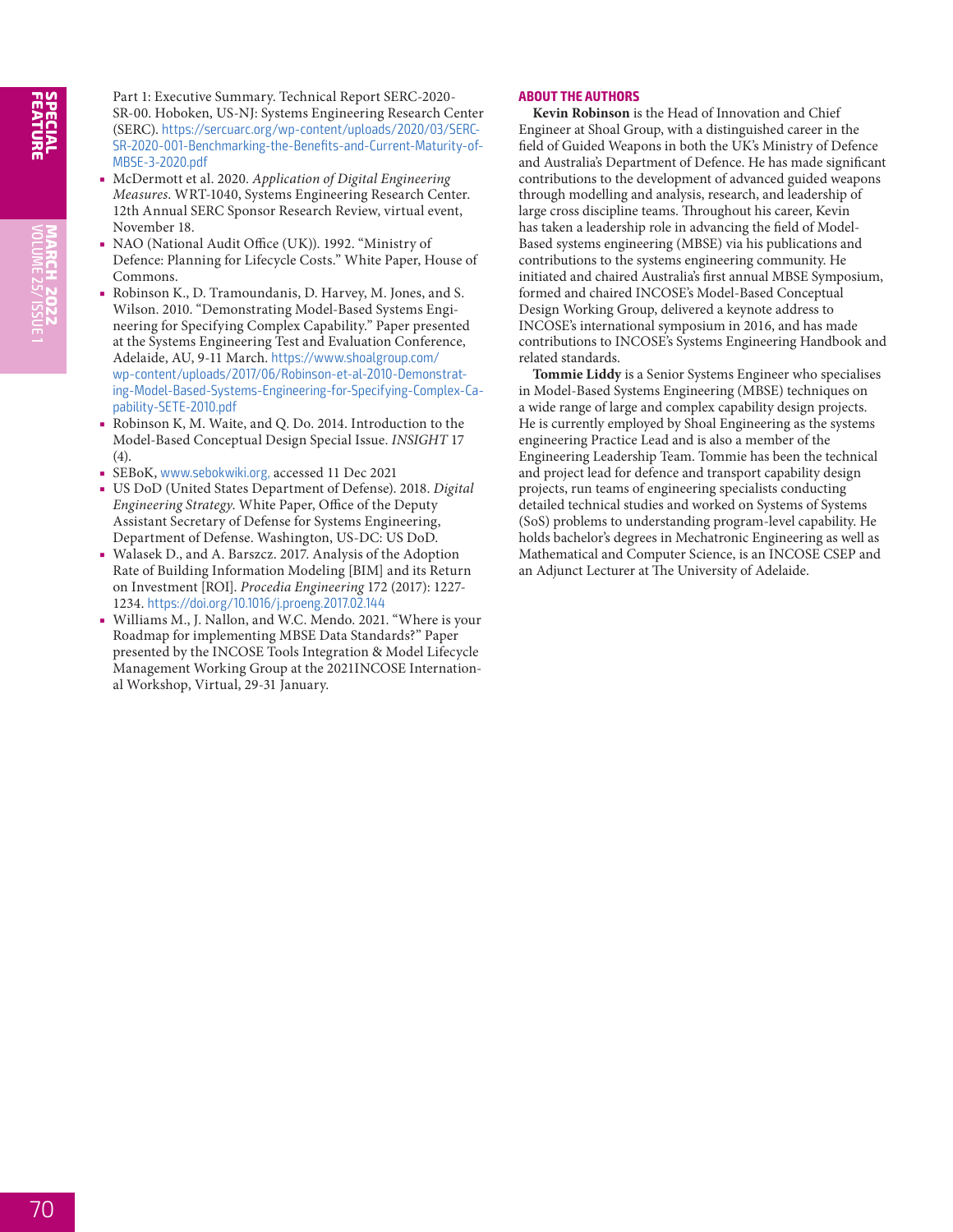Part 1: Executive Summary. Technical Report SERC-2020-SR-00. Hoboken, US-NJ: Systems Engineering Research Center (SERC). https://sercuarc.org/wp-content/uploads/2020/03/SERC-SR-2020-001-Benchmarking-the-Benefits-and-Current-Maturity-of-MBSE-3-2020.pdf

- McDermott et al. 2020. *Application of Digital Engineering Measures*. WRT-1040, Systems Engineering Research Center. 12th Annual SERC Sponsor Research Review, virtual event, November 18.
- NAO (National Audit Office (UK)). 1992. "Ministry of Defence: Planning for Lifecycle Costs." White Paper, House of Commons.
- Robinson K., D. Tramoundanis, D. Harvey, M. Jones, and S. Wilson. 2010. "Demonstrating Model-Based Systems Engineering for Specifying Complex Capability." Paper presented at the Systems Engineering Test and Evaluation Conference, Adelaide, AU, 9-11 March. https://www.shoalgroup.com/wp-content/uploads/2017/06/Robinson-et-al-2010-Demonstrating-Model-Based-Systems-Engineering-for-Specifying-Complex-Capability-SETE-2010.pdf
- Robinson K, M. Waite, and Q. Do. 2014. Introduction to the Model-Based Conceptual Design Special Issue. *INSIGHT* 17 (4).
- SEBoK, www.sebokwiki.org, accessed 11 Dec 2021
- US DoD (United States Department of Defense). 2018. *Digital Engineering Strategy*. White Paper, Office of the Deputy Assistant Secretary of Defense for Systems Engineering, Department of Defense. Washington, US-DC: US DoD.
- Walasek D., and A. Barszcz. 2017. Analysis of the Adoption Rate of Building Information Modeling [BIM] and its Return on Investment [ROI]. *Procedia Engineering* 172 (2017): 1227-1234. https://doi.org/10.1016/j.proeng.2017.02.144
- Williams M., J. Nallon, and W.C. Mendo. 2021. "Where is your Roadmap for implementing MBSE Data Standards?" Paper presented by the INCOSE Tools Integration & Model Lifecycle Management Working Group at the 2021INCOSE International Workshop, Virtual, 29-31 January.

## ABOUT THE AUTHORS

**Kevin Robinson** is the Head of Innovation and Chief Engineer at Shoal Group, with a distinguished career in the field of Guided Weapons in both the UK's Ministry of Defence and Australia's Department of Defence. He has made significant contributions to the development of advanced guided weapons through modelling and analysis, research, and leadership of large cross discipline teams. Throughout his career, Kevin has taken a leadership role in advancing the field of Model-Based systems engineering (MBSE) via his publications and contributions to the systems engineering community. He initiated and chaired Australia's first annual MBSE Symposium, formed and chaired INCOSE's Model-Based Conceptual Design Working Group, delivered a keynote address to INCOSE's international symposium in 2016, and has made contributions to INCOSE's Systems Engineering Handbook and related standards.

**Tommie Liddy** is a Senior Systems Engineer who specialises in Model-Based Systems Engineering (MBSE) techniques on a wide range of large and complex capability design projects. He is currently employed by Shoal Engineering as the systems engineering Practice Lead and is also a member of the Engineering Leadership Team. Tommie has been the technical and project lead for defence and transport capability design projects, run teams of engineering specialists conducting detailed technical studies and worked on Systems of Systems (SoS) problems to understanding program-level capability. He holds bachelor's degrees in Mechatronic Engineering as well as Mathematical and Computer Science, is an INCOSE CSEP and an Adjunct Lecturer at The University of Adelaide.